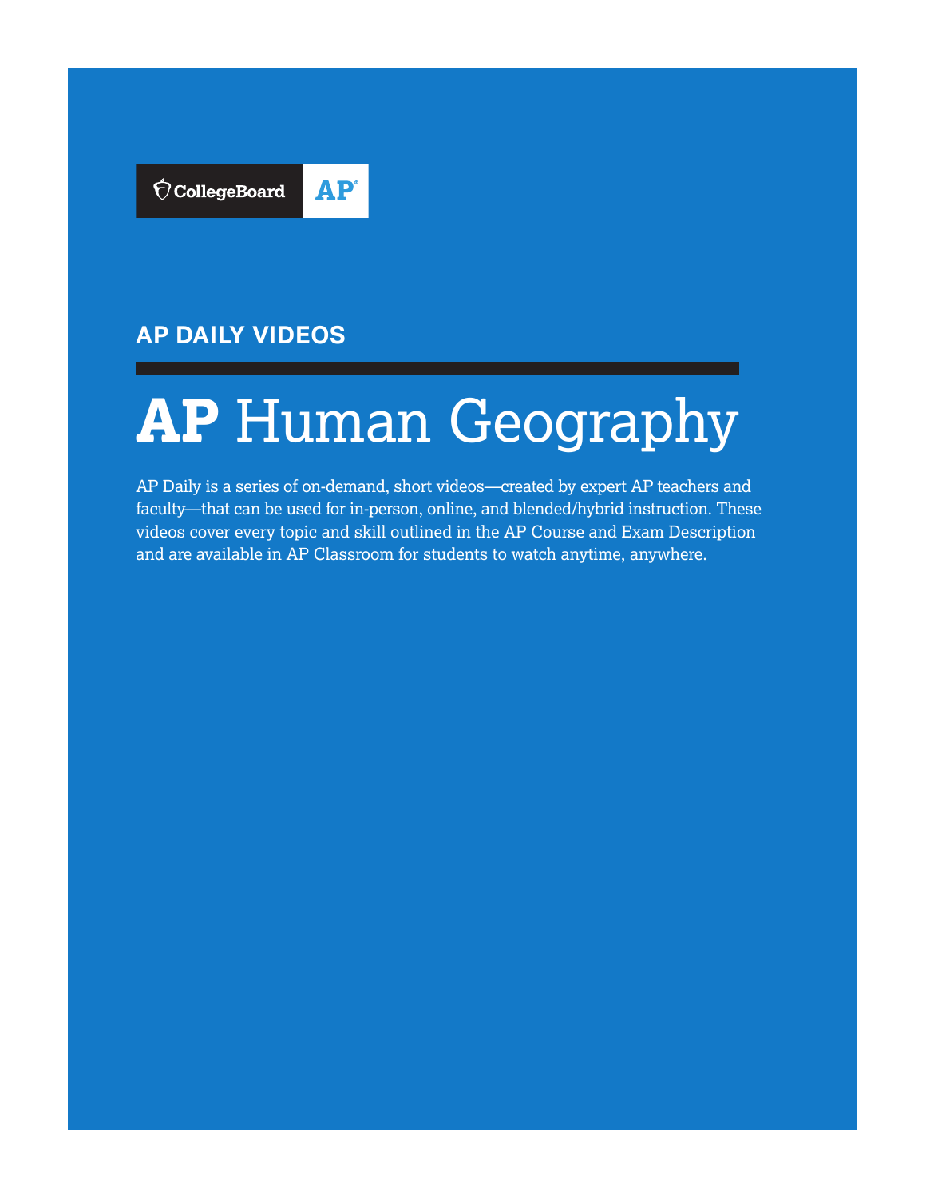CollegeBoard AP

## AP DAILY VIDEOS

# AP Human Geography

AP Daily is a series of on-demand, short videos—created by expert AP teachers and faculty—that can be used for in-person, online, and blended/hybrid instruction. These videos cover every topic and skill outlined in the AP Course and Exam Description and are available in AP Classroom for students to watch anytime, anywhere.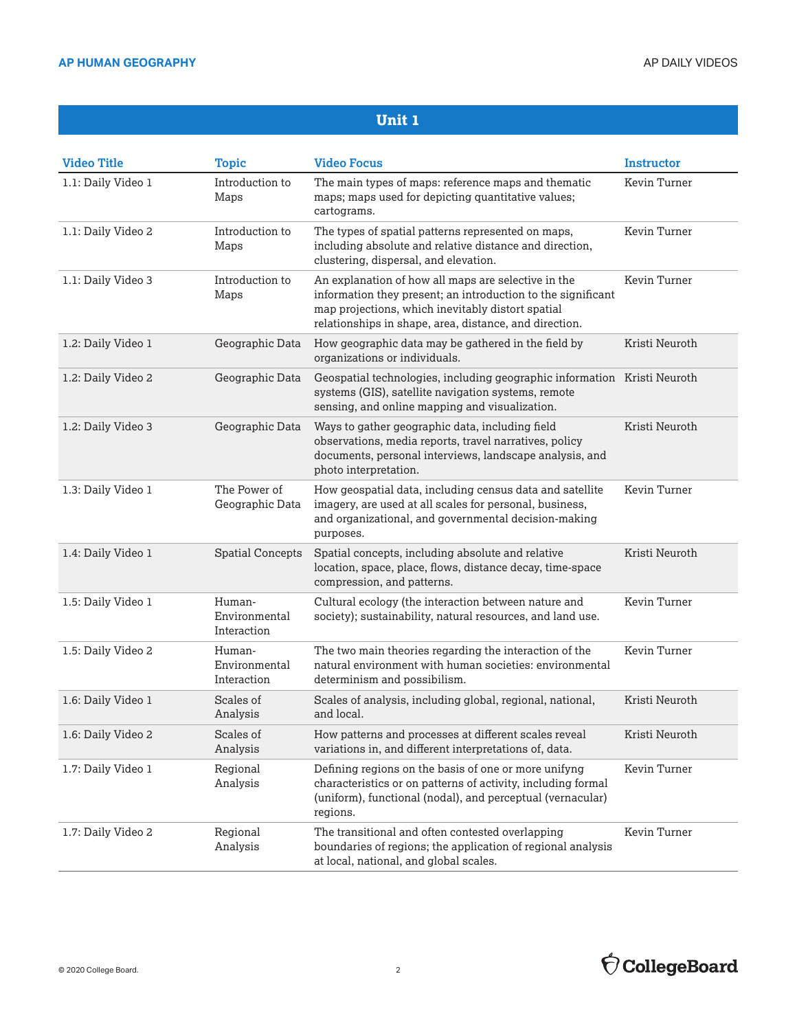## Unit 1

| Video Title | Topic | Video Focus | Instructor |
|---|---|---|---|
| 1.1: Daily Video 1 | Introduction to Maps | The main types of maps: reference maps and thematic maps; maps used for depicting quantitative values; cartograms. | Kevin Turner |
| 1.1: Daily Video 2 | Introduction to Maps | The types of spatial patterns represented on maps, including absolute and relative distance and direction, clustering, dispersal, and elevation. | Kevin Turner |
| 1.1: Daily Video 3 | Introduction to Maps | An explanation of how all maps are selective in the information they present; an introduction to the significant map projections, which inevitably distort spatial relationships in shape, area, distance, and direction. | Kevin Turner |
| 1.2: Daily Video 1 | Geographic Data | How geographic data may be gathered in the field by organizations or individuals. | Kristi Neuroth |
| 1.2: Daily Video 2 | Geographic Data | Geospatial technologies, including geographic information systems (GIS), satellite navigation systems, remote sensing, and online mapping and visualization. | Kristi Neuroth |
| 1.2: Daily Video 3 | Geographic Data | Ways to gather geographic data, including field observations, media reports, travel narratives, policy documents, personal interviews, landscape analysis, and photo interpretation. | Kristi Neuroth |
| 1.3: Daily Video 1 | The Power of Geographic Data | How geospatial data, including census data and satellite imagery, are used at all scales for personal, business, and organizational, and governmental decision-making purposes. | Kevin Turner |
| 1.4: Daily Video 1 | Spatial Concepts | Spatial concepts, including absolute and relative location, space, place, flows, distance decay, time-space compression, and patterns. | Kristi Neuroth |
| 1.5: Daily Video 1 | Human-Environmental Interaction | Cultural ecology (the interaction between nature and society); sustainability, natural resources, and land use. | Kevin Turner |
| 1.5: Daily Video 2 | Human-Environmental Interaction | The two main theories regarding the interaction of the natural environment with human societies: environmental determinism and possibilism. | Kevin Turner |
| 1.6: Daily Video 1 | Scales of Analysis | Scales of analysis, including global, regional, national, and local. | Kristi Neuroth |
| 1.6: Daily Video 2 | Scales of Analysis | How patterns and processes at different scales reveal variations in, and different interpretations of, data. | Kristi Neuroth |
| 1.7: Daily Video 1 | Regional Analysis | Defining regions on the basis of one or more unifyng characteristics or on patterns of activity, including formal (uniform), functional (nodal), and perceptual (vernacular) regions. | Kevin Turner |
| 1.7: Daily Video 2 | Regional Analysis | The transitional and often contested overlapping boundaries of regions; the application of regional analysis at local, national, and global scales. | Kevin Turner |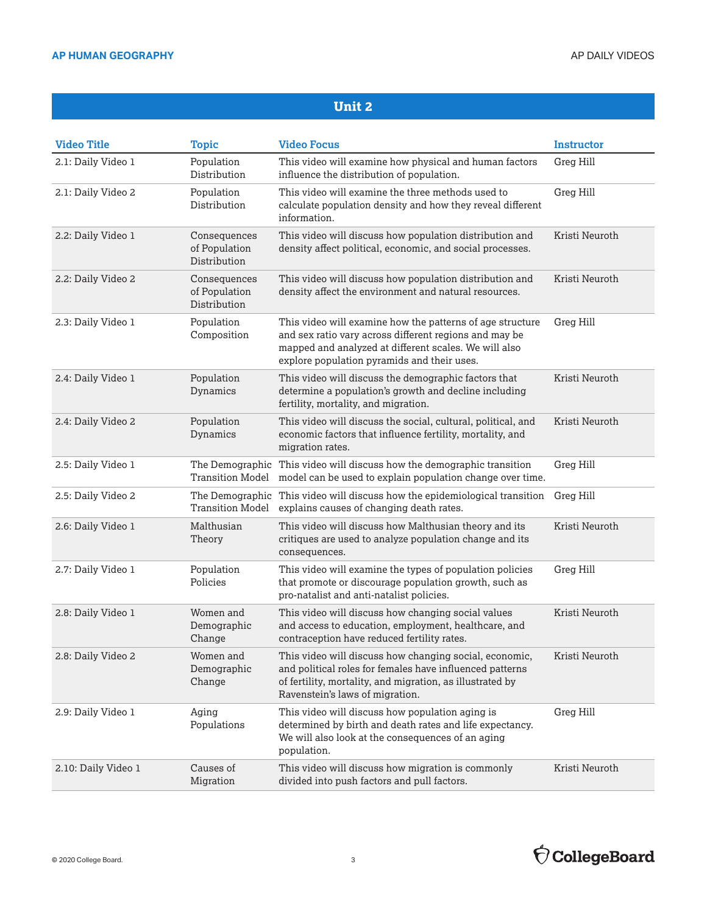## Unit 2

| Video Title | Topic | Video Focus | Instructor |
|---|---|---|---|
| 2.1: Daily Video 1 | Population Distribution | This video will examine how physical and human factors influence the distribution of population. | Greg Hill |
| 2.1: Daily Video 2 | Population Distribution | This video will examine the three methods used to calculate population density and how they reveal different information. | Greg Hill |
| 2.2: Daily Video 1 | Consequences of Population Distribution | This video will discuss how population distribution and density affect political, economic, and social processes. | Kristi Neuroth |
| 2.2: Daily Video 2 | Consequences of Population Distribution | This video will discuss how population distribution and density affect the environment and natural resources. | Kristi Neuroth |
| 2.3: Daily Video 1 | Population Composition | This video will examine how the patterns of age structure and sex ratio vary across different regions and may be mapped and analyzed at different scales. We will also explore population pyramids and their uses. | Greg Hill |
| 2.4: Daily Video 1 | Population Dynamics | This video will discuss the demographic factors that determine a population's growth and decline including fertility, mortality, and migration. | Kristi Neuroth |
| 2.4: Daily Video 2 | Population Dynamics | This video will discuss the social, cultural, political, and economic factors that influence fertility, mortality, and migration rates. | Kristi Neuroth |
| 2.5: Daily Video 1 | The Demographic Transition Model | This video will discuss how the demographic transition model can be used to explain population change over time. | Greg Hill |
| 2.5: Daily Video 2 | The Demographic Transition Model | This video will discuss how the epidemiological transition explains causes of changing death rates. | Greg Hill |
| 2.6: Daily Video 1 | Malthusian Theory | This video will discuss how Malthusian theory and its critiques are used to analyze population change and its consequences. | Kristi Neuroth |
| 2.7: Daily Video 1 | Population Policies | This video will examine the types of population policies that promote or discourage population growth, such as pro-natalist and anti-natalist policies. | Greg Hill |
| 2.8: Daily Video 1 | Women and Demographic Change | This video will discuss how changing social values and access to education, employment, healthcare, and contraception have reduced fertility rates. | Kristi Neuroth |
| 2.8: Daily Video 2 | Women and Demographic Change | This video will discuss how changing social, economic, and political roles for females have influenced patterns of fertility, mortality, and migration, as illustrated by Ravenstein's laws of migration. | Kristi Neuroth |
| 2.9: Daily Video 1 | Aging Populations | This video will discuss how population aging is determined by birth and death rates and life expectancy. We will also look at the consequences of an aging population. | Greg Hill |
| 2.10: Daily Video 1 | Causes of Migration | This video will discuss how migration is commonly divided into push factors and pull factors. | Kristi Neuroth |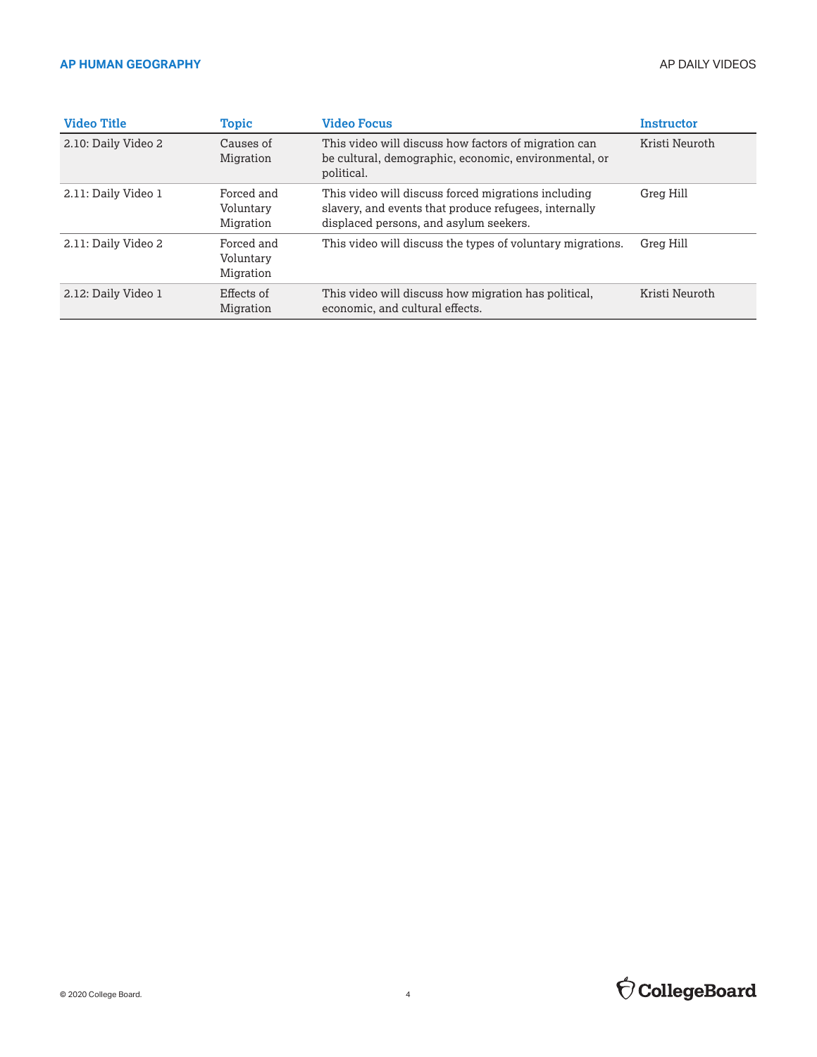| Video Title | Topic | Video Focus | Instructor |
|---|---|---|---|
| 2.10: Daily Video 2 | Causes of Migration | This video will discuss how factors of migration can be cultural, demographic, economic, environmental, or political. | Kristi Neuroth |
| 2.11: Daily Video 1 | Forced and Voluntary Migration | This video will discuss forced migrations including slavery, and events that produce refugees, internally displaced persons, and asylum seekers. | Greg Hill |
| 2.11: Daily Video 2 | Forced and Voluntary Migration | This video will discuss the types of voluntary migrations. | Greg Hill |
| 2.12: Daily Video 1 | Effects of Migration | This video will discuss how migration has political, economic, and cultural effects. | Kristi Neuroth |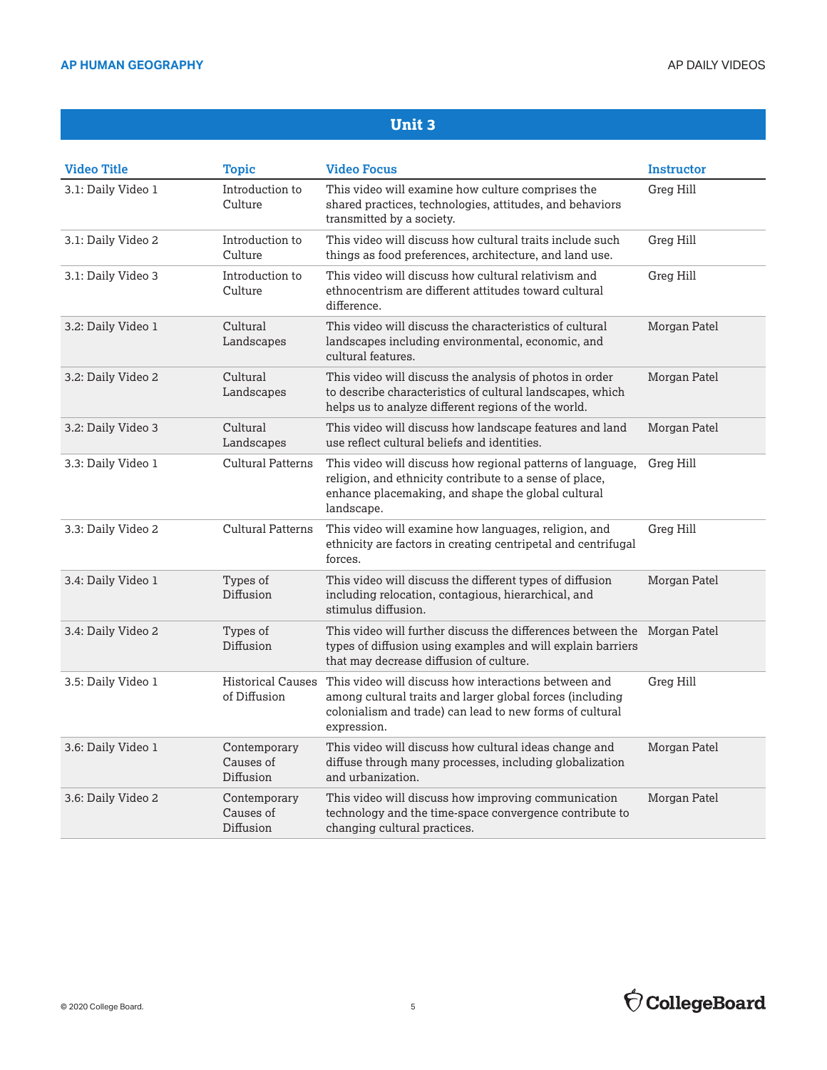## Unit 3

| Video Title | Topic | Video Focus | Instructor |
|---|---|---|---|
| 3.1: Daily Video 1 | Introduction to Culture | This video will examine how culture comprises the shared practices, technologies, attitudes, and behaviors transmitted by a society. | Greg Hill |
| 3.1: Daily Video 2 | Introduction to Culture | This video will discuss how cultural traits include such things as food preferences, architecture, and land use. | Greg Hill |
| 3.1: Daily Video 3 | Introduction to Culture | This video will discuss how cultural relativism and ethnocentrism are different attitudes toward cultural difference. | Greg Hill |
| 3.2: Daily Video 1 | Cultural Landscapes | This video will discuss the characteristics of cultural landscapes including environmental, economic, and cultural features. | Morgan Patel |
| 3.2: Daily Video 2 | Cultural Landscapes | This video will discuss the analysis of photos in order to describe characteristics of cultural landscapes, which helps us to analyze different regions of the world. | Morgan Patel |
| 3.2: Daily Video 3 | Cultural Landscapes | This video will discuss how landscape features and land use reflect cultural beliefs and identities. | Morgan Patel |
| 3.3: Daily Video 1 | Cultural Patterns | This video will discuss how regional patterns of language, religion, and ethnicity contribute to a sense of place, enhance placemaking, and shape the global cultural landscape. | Greg Hill |
| 3.3: Daily Video 2 | Cultural Patterns | This video will examine how languages, religion, and ethnicity are factors in creating centripetal and centrifugal forces. | Greg Hill |
| 3.4: Daily Video 1 | Types of Diffusion | This video will discuss the different types of diffusion including relocation, contagious, hierarchical, and stimulus diffusion. | Morgan Patel |
| 3.4: Daily Video 2 | Types of Diffusion | This video will further discuss the differences between the types of diffusion using examples and will explain barriers that may decrease diffusion of culture. | Morgan Patel |
| 3.5: Daily Video 1 | Historical Causes of Diffusion | This video will discuss how interactions between and among cultural traits and larger global forces (including colonialism and trade) can lead to new forms of cultural expression. | Greg Hill |
| 3.6: Daily Video 1 | Contemporary Causes of Diffusion | This video will discuss how cultural ideas change and diffuse through many processes, including globalization and urbanization. | Morgan Patel |
| 3.6: Daily Video 2 | Contemporary Causes of Diffusion | This video will discuss how improving communication technology and the time-space convergence contribute to changing cultural practices. | Morgan Patel |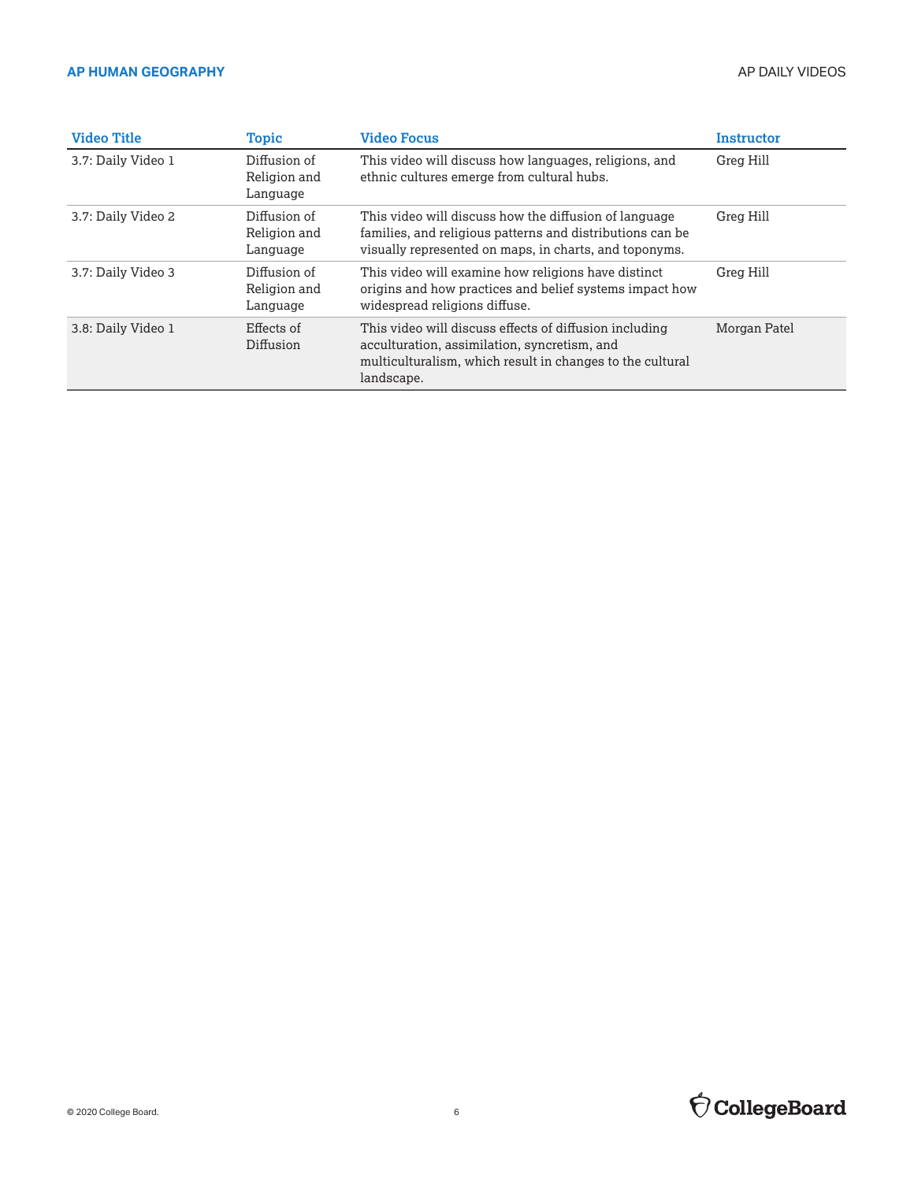| Video Title | Topic | Video Focus | Instructor |
|---|---|---|---|
| 3.7: Daily Video 1 | Diffusion of Religion and Language | This video will discuss how languages, religions, and ethnic cultures emerge from cultural hubs. | Greg Hill |
| 3.7: Daily Video 2 | Diffusion of Religion and Language | This video will discuss how the diffusion of language families, and religious patterns and distributions can be visually represented on maps, in charts, and toponyms. | Greg Hill |
| 3.7: Daily Video 3 | Diffusion of Religion and Language | This video will examine how religions have distinct origins and how practices and belief systems impact how widespread religions diffuse. | Greg Hill |
| 3.8: Daily Video 1 | Effects of Diffusion | This video will discuss effects of diffusion including acculturation, assimilation, syncretism, and multiculturalism, which result in changes to the cultural landscape. | Morgan Patel |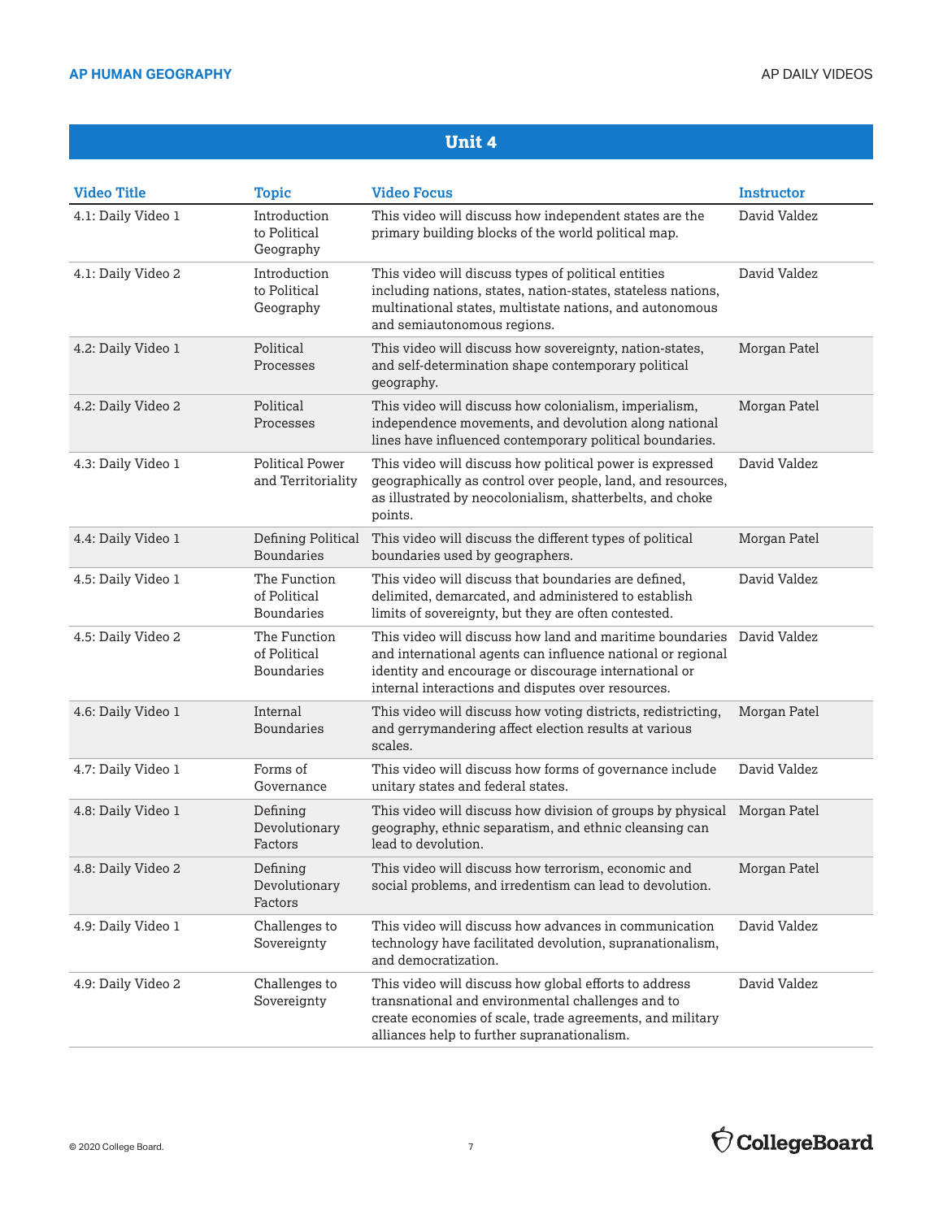## Unit 4

| Video Title | Topic | Video Focus | Instructor |
|---|---|---|---|
| 4.1: Daily Video 1 | Introduction to Political Geography | This video will discuss how independent states are the primary building blocks of the world political map. | David Valdez |
| 4.1: Daily Video 2 | Introduction to Political Geography | This video will discuss types of political entities including nations, states, nation-states, stateless nations, multinational states, multistate nations, and autonomous and semiautonomous regions. | David Valdez |
| 4.2: Daily Video 1 | Political Processes | This video will discuss how sovereignty, nation-states, and self-determination shape contemporary political geography. | Morgan Patel |
| 4.2: Daily Video 2 | Political Processes | This video will discuss how colonialism, imperialism, independence movements, and devolution along national lines have influenced contemporary political boundaries. | Morgan Patel |
| 4.3: Daily Video 1 | Political Power and Territoriality | This video will discuss how political power is expressed geographically as control over people, land, and resources, as illustrated by neocolonialism, shatterbelts, and choke points. | David Valdez |
| 4.4: Daily Video 1 | Defining Political Boundaries | This video will discuss the different types of political boundaries used by geographers. | Morgan Patel |
| 4.5: Daily Video 1 | The Function of Political Boundaries | This video will discuss that boundaries are defined, delimited, demarcated, and administered to establish limits of sovereignty, but they are often contested. | David Valdez |
| 4.5: Daily Video 2 | The Function of Political Boundaries | This video will discuss how land and maritime boundaries and international agents can influence national or regional identity and encourage or discourage international or internal interactions and disputes over resources. | David Valdez |
| 4.6: Daily Video 1 | Internal Boundaries | This video will discuss how voting districts, redistricting, and gerrymandering affect election results at various scales. | Morgan Patel |
| 4.7: Daily Video 1 | Forms of Governance | This video will discuss how forms of governance include unitary states and federal states. | David Valdez |
| 4.8: Daily Video 1 | Defining Devolutionary Factors | This video will discuss how division of groups by physical geography, ethnic separatism, and ethnic cleansing can lead to devolution. | Morgan Patel |
| 4.8: Daily Video 2 | Defining Devolutionary Factors | This video will discuss how terrorism, economic and social problems, and irredentism can lead to devolution. | Morgan Patel |
| 4.9: Daily Video 1 | Challenges to Sovereignty | This video will discuss how advances in communication technology have facilitated devolution, supranationalism, and democratization. | David Valdez |
| 4.9: Daily Video 2 | Challenges to Sovereignty | This video will discuss how global efforts to address transnational and environmental challenges and to create economies of scale, trade agreements, and military alliances help to further supranationalism. | David Valdez |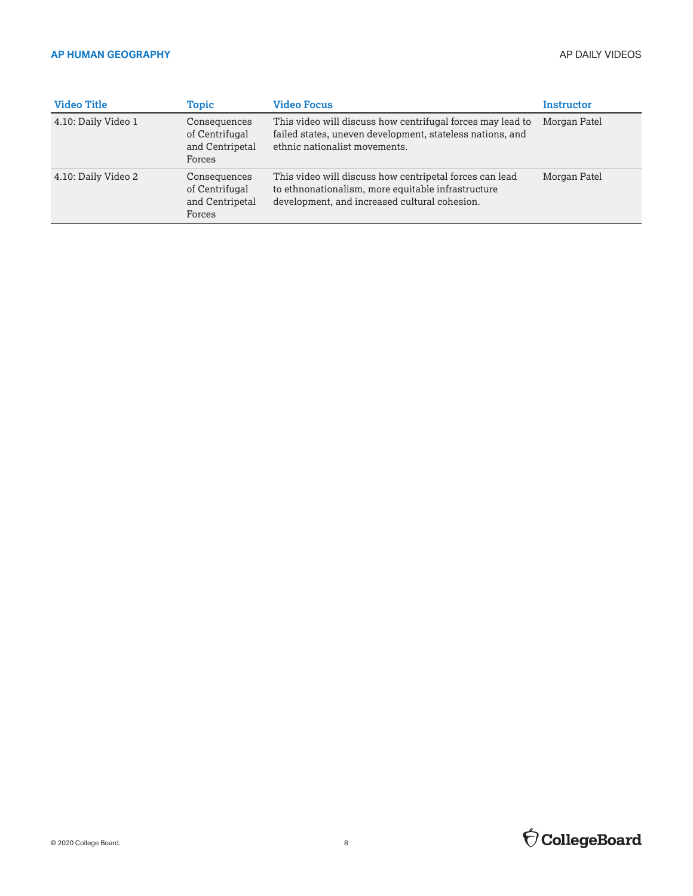| Video Title | Topic | Video Focus | Instructor |
| --- | --- | --- | --- |
| 4.10: Daily Video 1 | Consequences of Centrifugal and Centripetal Forces | This video will discuss how centrifugal forces may lead to failed states, uneven development, stateless nations, and ethnic nationalist movements. | Morgan Patel |
| 4.10: Daily Video 2 | Consequences of Centrifugal and Centripetal Forces | This video will discuss how centripetal forces can lead to ethnonationalism, more equitable infrastructure development, and increased cultural cohesion. | Morgan Patel |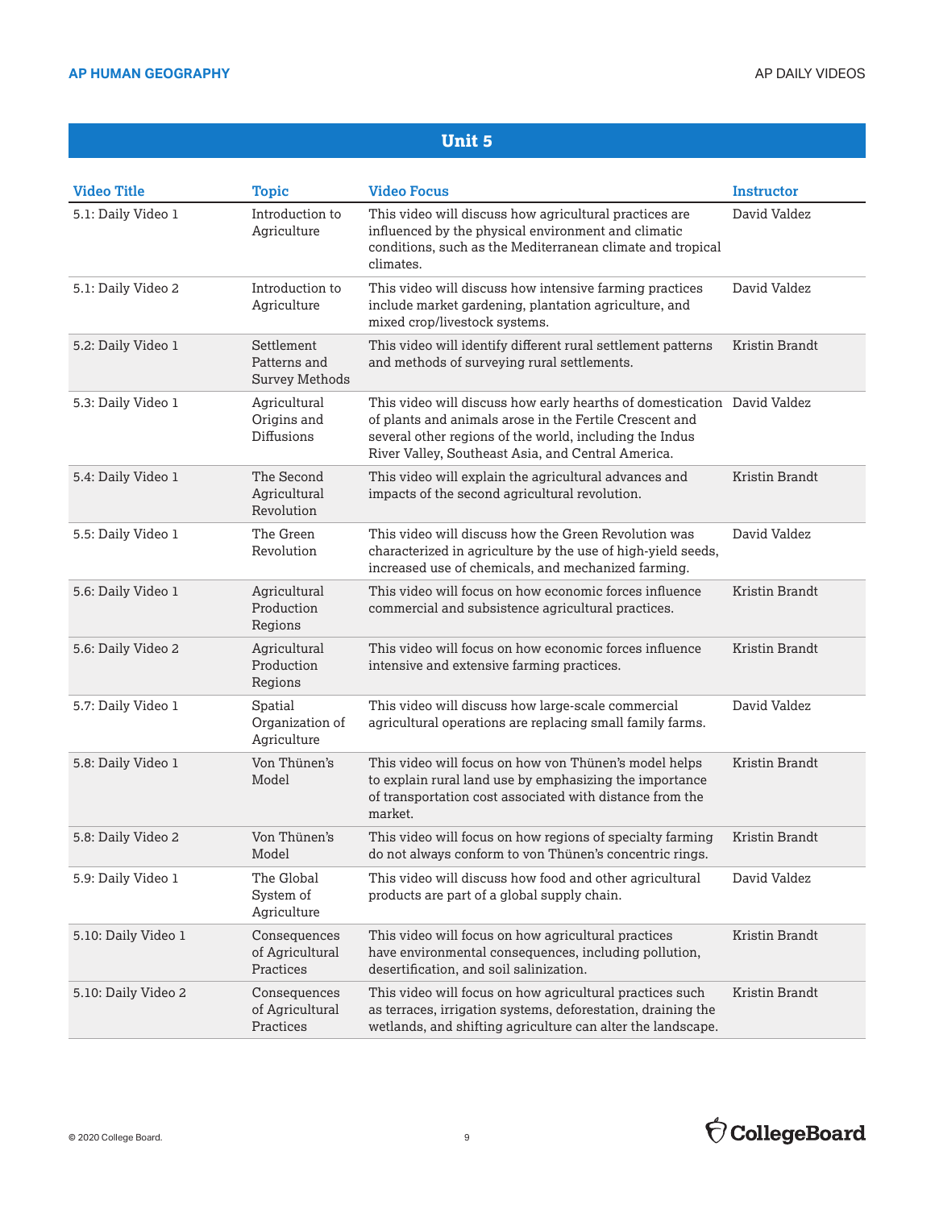## Unit 5

| Video Title | Topic | Video Focus | Instructor |
|---|---|---|---|
| 5.1: Daily Video 1 | Introduction to Agriculture | This video will discuss how agricultural practices are influenced by the physical environment and climatic conditions, such as the Mediterranean climate and tropical climates. | David Valdez |
| 5.1: Daily Video 2 | Introduction to Agriculture | This video will discuss how intensive farming practices include market gardening, plantation agriculture, and mixed crop/livestock systems. | David Valdez |
| 5.2: Daily Video 1 | Settlement Patterns and Survey Methods | This video will identify different rural settlement patterns and methods of surveying rural settlements. | Kristin Brandt |
| 5.3: Daily Video 1 | Agricultural Origins and Diffusions | This video will discuss how early hearths of domestication of plants and animals arose in the Fertile Crescent and several other regions of the world, including the Indus River Valley, Southeast Asia, and Central America. | David Valdez |
| 5.4: Daily Video 1 | The Second Agricultural Revolution | This video will explain the agricultural advances and impacts of the second agricultural revolution. | Kristin Brandt |
| 5.5: Daily Video 1 | The Green Revolution | This video will discuss how the Green Revolution was characterized in agriculture by the use of high-yield seeds, increased use of chemicals, and mechanized farming. | David Valdez |
| 5.6: Daily Video 1 | Agricultural Production Regions | This video will focus on how economic forces influence commercial and subsistence agricultural practices. | Kristin Brandt |
| 5.6: Daily Video 2 | Agricultural Production Regions | This video will focus on how economic forces influence intensive and extensive farming practices. | Kristin Brandt |
| 5.7: Daily Video 1 | Spatial Organization of Agriculture | This video will discuss how large-scale commercial agricultural operations are replacing small family farms. | David Valdez |
| 5.8: Daily Video 1 | Von Thünen's Model | This video will focus on how von Thünen's model helps to explain rural land use by emphasizing the importance of transportation cost associated with distance from the market. | Kristin Brandt |
| 5.8: Daily Video 2 | Von Thünen's Model | This video will focus on how regions of specialty farming do not always conform to von Thünen's concentric rings. | Kristin Brandt |
| 5.9: Daily Video 1 | The Global System of Agriculture | This video will discuss how food and other agricultural products are part of a global supply chain. | David Valdez |
| 5.10: Daily Video 1 | Consequences of Agricultural Practices | This video will focus on how agricultural practices have environmental consequences, including pollution, desertification, and soil salinization. | Kristin Brandt |
| 5.10: Daily Video 2 | Consequences of Agricultural Practices | This video will focus on how agricultural practices such as terraces, irrigation systems, deforestation, draining the wetlands, and shifting agriculture can alter the landscape. | Kristin Brandt |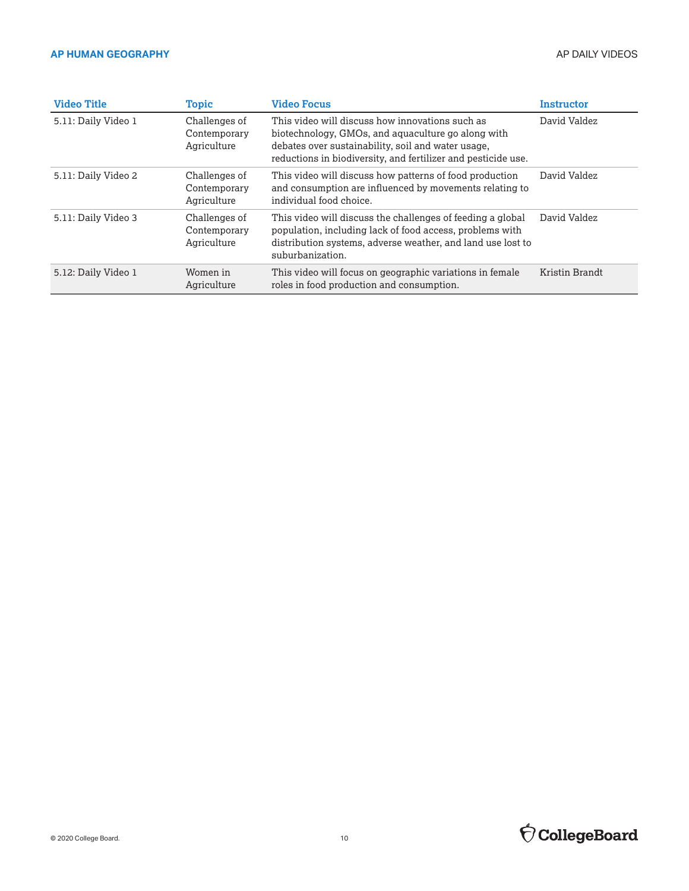| Video Title | Topic | Video Focus | Instructor |
|---|---|---|---|
| 5.11: Daily Video 1 | Challenges of Contemporary Agriculture | This video will discuss how innovations such as biotechnology, GMOs, and aquaculture go along with debates over sustainability, soil and water usage, reductions in biodiversity, and fertilizer and pesticide use. | David Valdez |
| 5.11: Daily Video 2 | Challenges of Contemporary Agriculture | This video will discuss how patterns of food production and consumption are influenced by movements relating to individual food choice. | David Valdez |
| 5.11: Daily Video 3 | Challenges of Contemporary Agriculture | This video will discuss the challenges of feeding a global population, including lack of food access, problems with distribution systems, adverse weather, and land use lost to suburbanization. | David Valdez |
| 5.12: Daily Video 1 | Women in Agriculture | This video will focus on geographic variations in female roles in food production and consumption. | Kristin Brandt |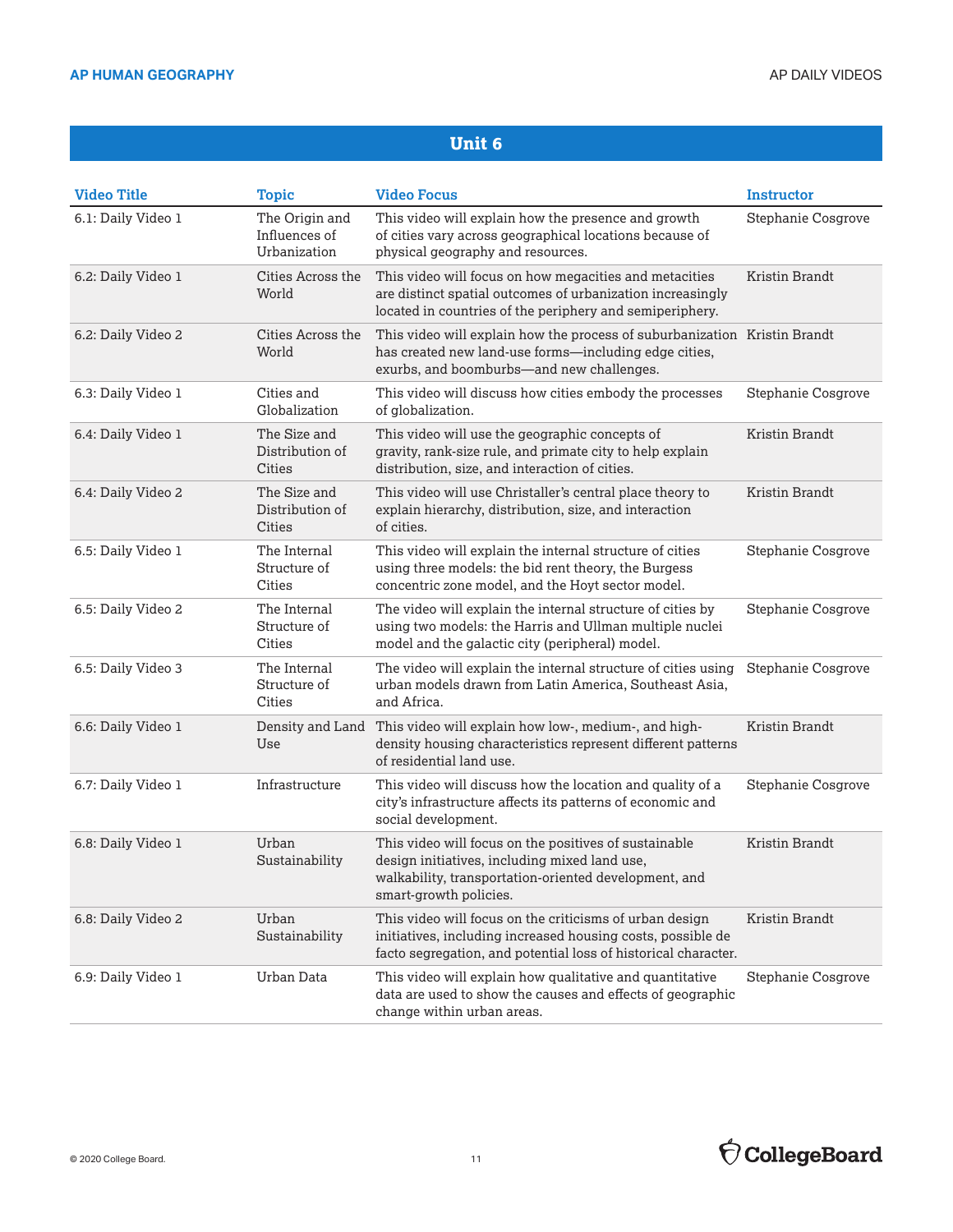## Unit 6

| Video Title | Topic | Video Focus | Instructor |
|---|---|---|---|
| 6.1: Daily Video 1 | The Origin and Influences of Urbanization | This video will explain how the presence and growth of cities vary across geographical locations because of physical geography and resources. | Stephanie Cosgrove |
| 6.2: Daily Video 1 | Cities Across the World | This video will focus on how megacities and metacities are distinct spatial outcomes of urbanization increasingly located in countries of the periphery and semiperiphery. | Kristin Brandt |
| 6.2: Daily Video 2 | Cities Across the World | This video will explain how the process of suburbanization has created new land-use forms—including edge cities, exurbs, and boomburbs—and new challenges. | Kristin Brandt |
| 6.3: Daily Video 1 | Cities and Globalization | This video will discuss how cities embody the processes of globalization. | Stephanie Cosgrove |
| 6.4: Daily Video 1 | The Size and Distribution of Cities | This video will use the geographic concepts of gravity, rank-size rule, and primate city to help explain distribution, size, and interaction of cities. | Kristin Brandt |
| 6.4: Daily Video 2 | The Size and Distribution of Cities | This video will use Christaller's central place theory to explain hierarchy, distribution, size, and interaction of cities. | Kristin Brandt |
| 6.5: Daily Video 1 | The Internal Structure of Cities | This video will explain the internal structure of cities using three models: the bid rent theory, the Burgess concentric zone model, and the Hoyt sector model. | Stephanie Cosgrove |
| 6.5: Daily Video 2 | The Internal Structure of Cities | The video will explain the internal structure of cities by using two models: the Harris and Ullman multiple nuclei model and the galactic city (peripheral) model. | Stephanie Cosgrove |
| 6.5: Daily Video 3 | The Internal Structure of Cities | The video will explain the internal structure of cities using urban models drawn from Latin America, Southeast Asia, and Africa. | Stephanie Cosgrove |
| 6.6: Daily Video 1 | Density and Land Use | This video will explain how low-, medium-, and high-density housing characteristics represent different patterns of residential land use. | Kristin Brandt |
| 6.7: Daily Video 1 | Infrastructure | This video will discuss how the location and quality of a city's infrastructure affects its patterns of economic and social development. | Stephanie Cosgrove |
| 6.8: Daily Video 1 | Urban Sustainability | This video will focus on the positives of sustainable design initiatives, including mixed land use, walkability, transportation-oriented development, and smart-growth policies. | Kristin Brandt |
| 6.8: Daily Video 2 | Urban Sustainability | This video will focus on the criticisms of urban design initiatives, including increased housing costs, possible de facto segregation, and potential loss of historical character. | Kristin Brandt |
| 6.9: Daily Video 1 | Urban Data | This video will explain how qualitative and quantitative data are used to show the causes and effects of geographic change within urban areas. | Stephanie Cosgrove |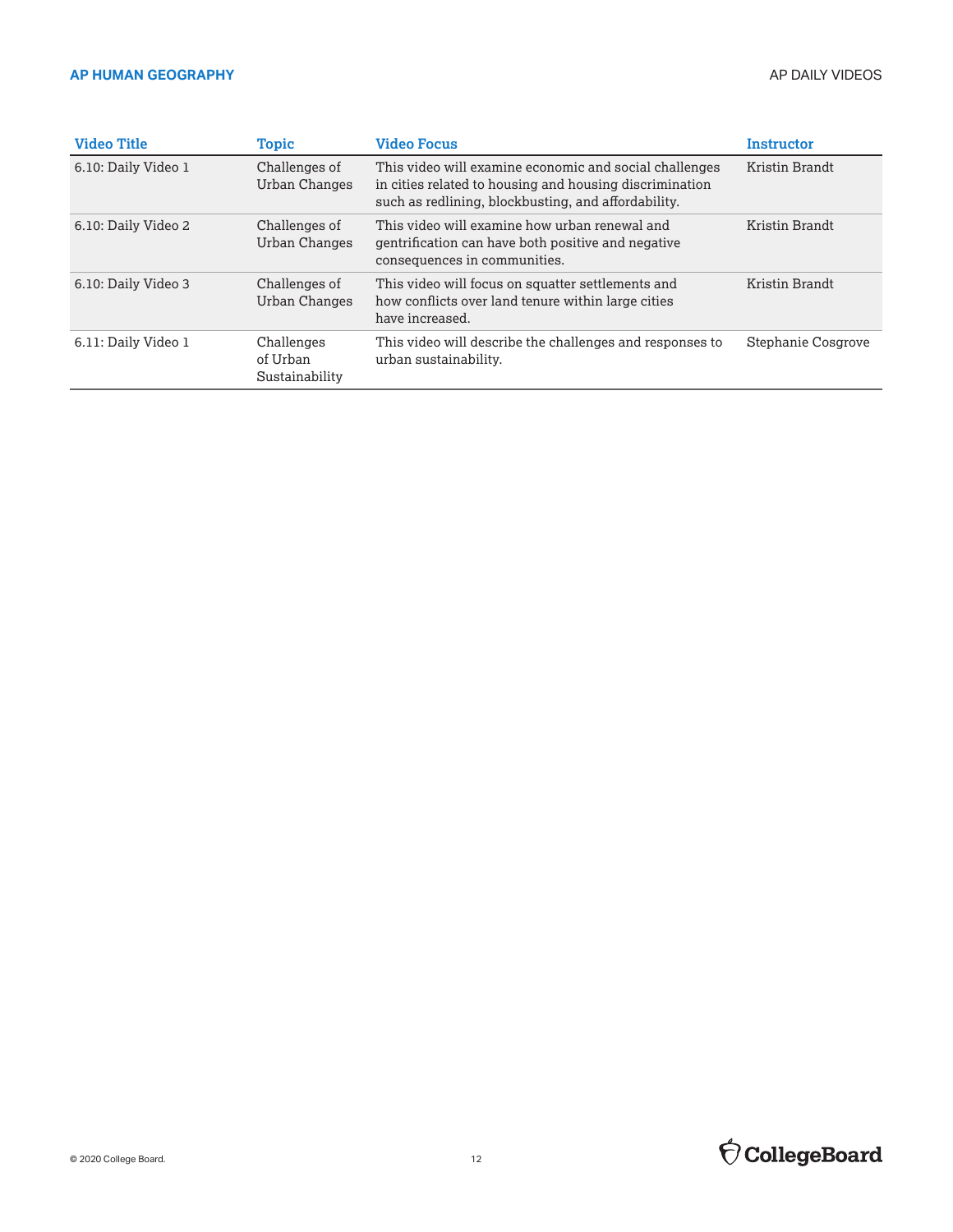| Video Title | Topic | Video Focus | Instructor |
|---|---|---|---|
| 6.10: Daily Video 1 | Challenges of Urban Changes | This video will examine economic and social challenges in cities related to housing and housing discrimination such as redlining, blockbusting, and affordability. | Kristin Brandt |
| 6.10: Daily Video 2 | Challenges of Urban Changes | This video will examine how urban renewal and gentrification can have both positive and negative consequences in communities. | Kristin Brandt |
| 6.10: Daily Video 3 | Challenges of Urban Changes | This video will focus on squatter settlements and how conflicts over land tenure within large cities have increased. | Kristin Brandt |
| 6.11: Daily Video 1 | Challenges of Urban Sustainability | This video will describe the challenges and responses to urban sustainability. | Stephanie Cosgrove |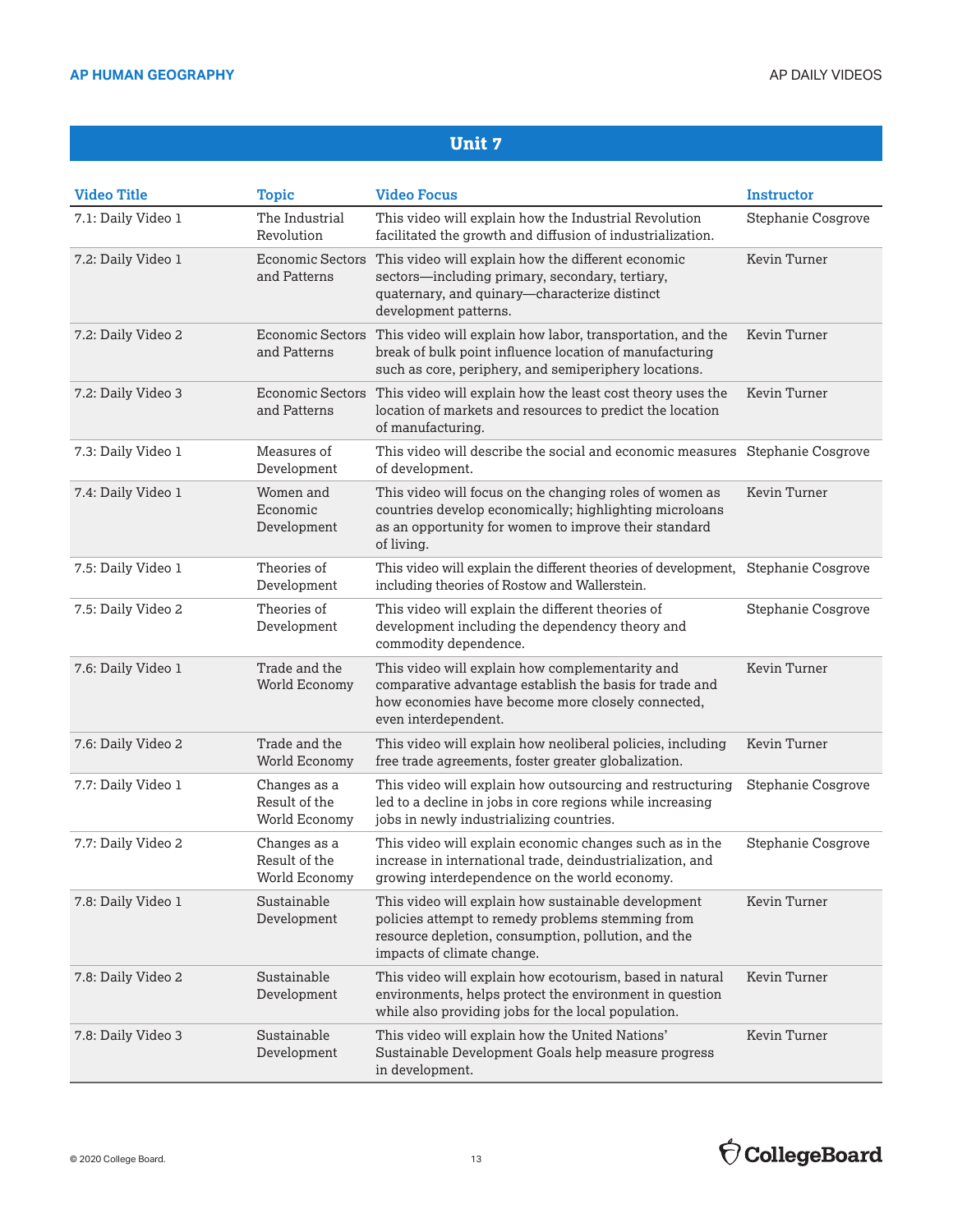## Unit 7

| Video Title | Topic | Video Focus | Instructor |
|---|---|---|---|
| 7.1: Daily Video 1 | The Industrial Revolution | This video will explain how the Industrial Revolution facilitated the growth and diffusion of industrialization. | Stephanie Cosgrove |
| 7.2: Daily Video 1 | Economic Sectors and Patterns | This video will explain how the different economic sectors—including primary, secondary, tertiary, quaternary, and quinary—characterize distinct development patterns. | Kevin Turner |
| 7.2: Daily Video 2 | Economic Sectors and Patterns | This video will explain how labor, transportation, and the break of bulk point influence location of manufacturing such as core, periphery, and semiperiphery locations. | Kevin Turner |
| 7.2: Daily Video 3 | Economic Sectors and Patterns | This video will explain how the least cost theory uses the location of markets and resources to predict the location of manufacturing. | Kevin Turner |
| 7.3: Daily Video 1 | Measures of Development | This video will describe the social and economic measures of development. | Stephanie Cosgrove |
| 7.4: Daily Video 1 | Women and Economic Development | This video will focus on the changing roles of women as countries develop economically; highlighting microloans as an opportunity for women to improve their standard of living. | Kevin Turner |
| 7.5: Daily Video 1 | Theories of Development | This video will explain the different theories of development, including theories of Rostow and Wallerstein. | Stephanie Cosgrove |
| 7.5: Daily Video 2 | Theories of Development | This video will explain the different theories of development including the dependency theory and commodity dependence. | Stephanie Cosgrove |
| 7.6: Daily Video 1 | Trade and the World Economy | This video will explain how complementarity and comparative advantage establish the basis for trade and how economies have become more closely connected, even interdependent. | Kevin Turner |
| 7.6: Daily Video 2 | Trade and the World Economy | This video will explain how neoliberal policies, including free trade agreements, foster greater globalization. | Kevin Turner |
| 7.7: Daily Video 1 | Changes as a Result of the World Economy | This video will explain how outsourcing and restructuring led to a decline in jobs in core regions while increasing jobs in newly industrializing countries. | Stephanie Cosgrove |
| 7.7: Daily Video 2 | Changes as a Result of the World Economy | This video will explain economic changes such as in the increase in international trade, deindustrialization, and growing interdependence on the world economy. | Stephanie Cosgrove |
| 7.8: Daily Video 1 | Sustainable Development | This video will explain how sustainable development policies attempt to remedy problems stemming from resource depletion, consumption, pollution, and the impacts of climate change. | Kevin Turner |
| 7.8: Daily Video 2 | Sustainable Development | This video will explain how ecotourism, based in natural environments, helps protect the environment in question while also providing jobs for the local population. | Kevin Turner |
| 7.8: Daily Video 3 | Sustainable Development | This video will explain how the United Nations' Sustainable Development Goals help measure progress in development. | Kevin Turner |

© 2020 College Board.